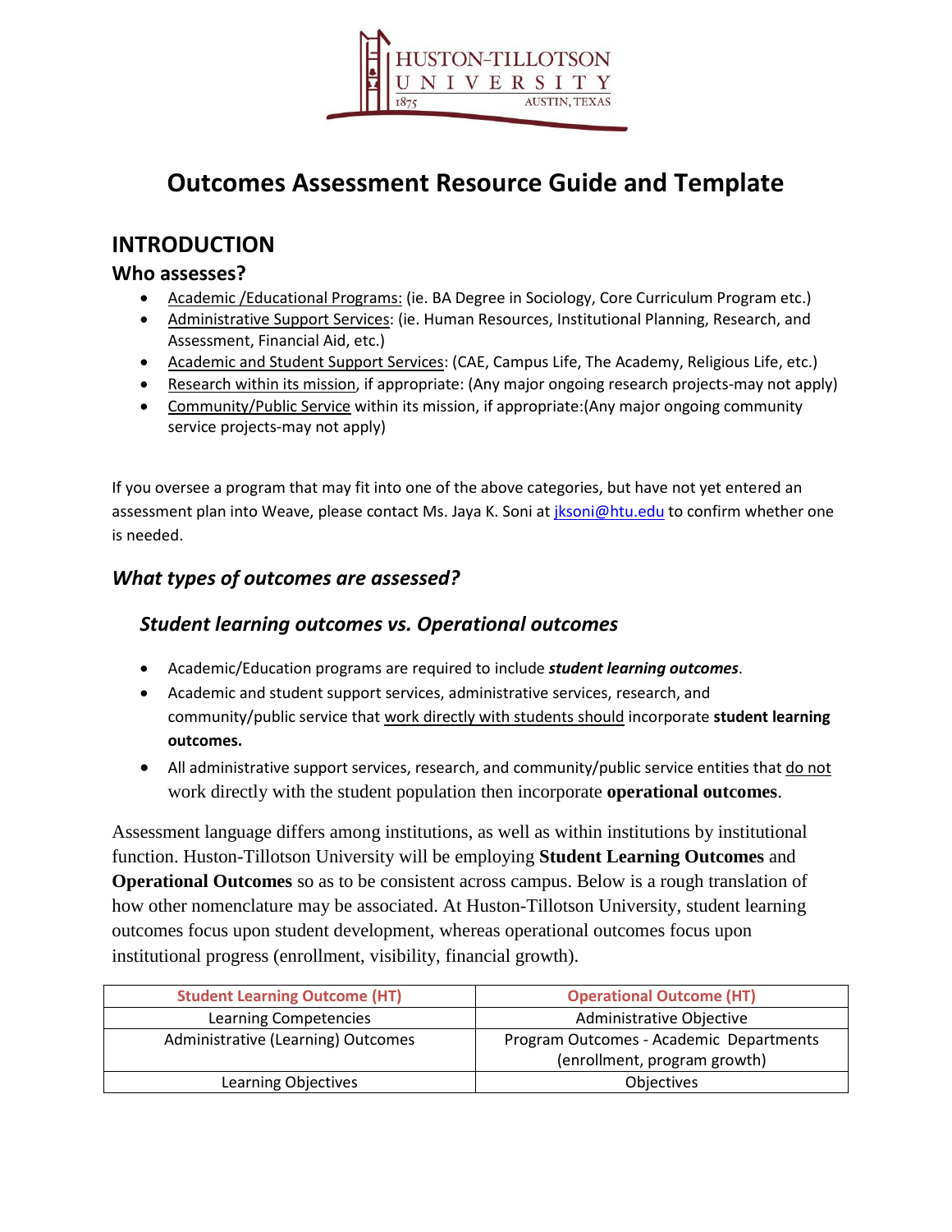# Outcomes Assessment Resource Guide and Template

## INTRODUCTION

### Who assesses?

- Academic /Educational Programs: (ie. BA Degree in Sociology, Core Curriculum Program etc.)
- Administrative Support Services: (ie. Human Resources, Institutional Planning, Research, and Assessment, Financial Aid, etc.)
- Academic and Student Support Services: (CAE, Campus Life, The Academy, Religious Life, etc.)
- Research within its mission, if appropriate: (Any major ongoing research projects-may not apply)
- Community/Public Service within its mission, if appropriate:(Any major ongoing community service projects-may not apply)

If you oversee a program that may fit into one of the above categories, but have not yet entered an assessment plan into Weave, please contact Ms. Jaya K. Soni at jksoni@htu.edu to confirm whether one is needed.

### *What types of outcomes are assessed?*

### *Student learning outcomes vs. Operational outcomes*

- Academic/Education programs are required to include ***student learning outcomes***.
- Academic and student support services, administrative services, research, and community/public service that work directly with students should incorporate **student learning outcomes.**
- All administrative support services, research, and community/public service entities that do not work directly with the student population then incorporate **operational outcomes**.

Assessment language differs among institutions, as well as within institutions by institutional function. Huston-Tillotson University will be employing **Student Learning Outcomes** and **Operational Outcomes** so as to be consistent across campus. Below is a rough translation of how other nomenclature may be associated. At Huston-Tillotson University, student learning outcomes focus upon student development, whereas operational outcomes focus upon institutional progress (enrollment, visibility, financial growth).

| Student Learning Outcome (HT) | Operational Outcome (HT) |
|---|---|
| Learning Competencies | Administrative Objective |
| Administrative (Learning) Outcomes | Program Outcomes - Academic Departments (enrollment, program growth) |
| Learning Objectives | Objectives |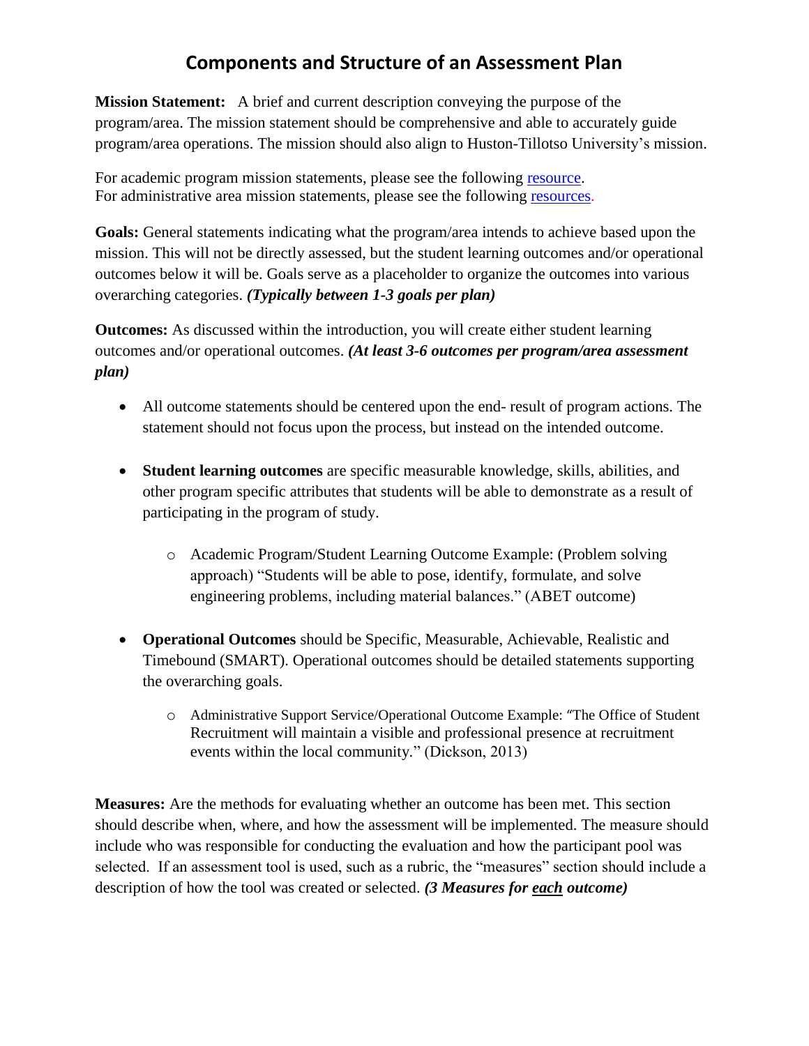# Components and Structure of an Assessment Plan

**Mission Statement:** A brief and current description conveying the purpose of the program/area. The mission statement should be comprehensive and able to accurately guide program/area operations. The mission should also align to Huston-Tillotso University's mission.

For academic program mission statements, please see the following resource.
For administrative area mission statements, please see the following resources.

**Goals:** General statements indicating what the program/area intends to achieve based upon the mission. This will not be directly assessed, but the student learning outcomes and/or operational outcomes below it will be. Goals serve as a placeholder to organize the outcomes into various overarching categories. ***(Typically between 1-3 goals per plan)***

**Outcomes:** As discussed within the introduction, you will create either student learning outcomes and/or operational outcomes. ***(At least 3-6 outcomes per program/area assessment plan)***

- All outcome statements should be centered upon the end- result of program actions. The statement should not focus upon the process, but instead on the intended outcome.
- **Student learning outcomes** are specific measurable knowledge, skills, abilities, and other program specific attributes that students will be able to demonstrate as a result of participating in the program of study.
  - Academic Program/Student Learning Outcome Example: (Problem solving approach) "Students will be able to pose, identify, formulate, and solve engineering problems, including material balances." (ABET outcome)
- **Operational Outcomes** should be Specific, Measurable, Achievable, Realistic and Timebound (SMART). Operational outcomes should be detailed statements supporting the overarching goals.
  - Administrative Support Service/Operational Outcome Example: "The Office of Student Recruitment will maintain a visible and professional presence at recruitment events within the local community." (Dickson, 2013)

**Measures:** Are the methods for evaluating whether an outcome has been met. This section should describe when, where, and how the assessment will be implemented. The measure should include who was responsible for conducting the evaluation and how the participant pool was selected. If an assessment tool is used, such as a rubric, the "measures" section should include a description of how the tool was created or selected. ***(3 Measures for <u>each</u> outcome)***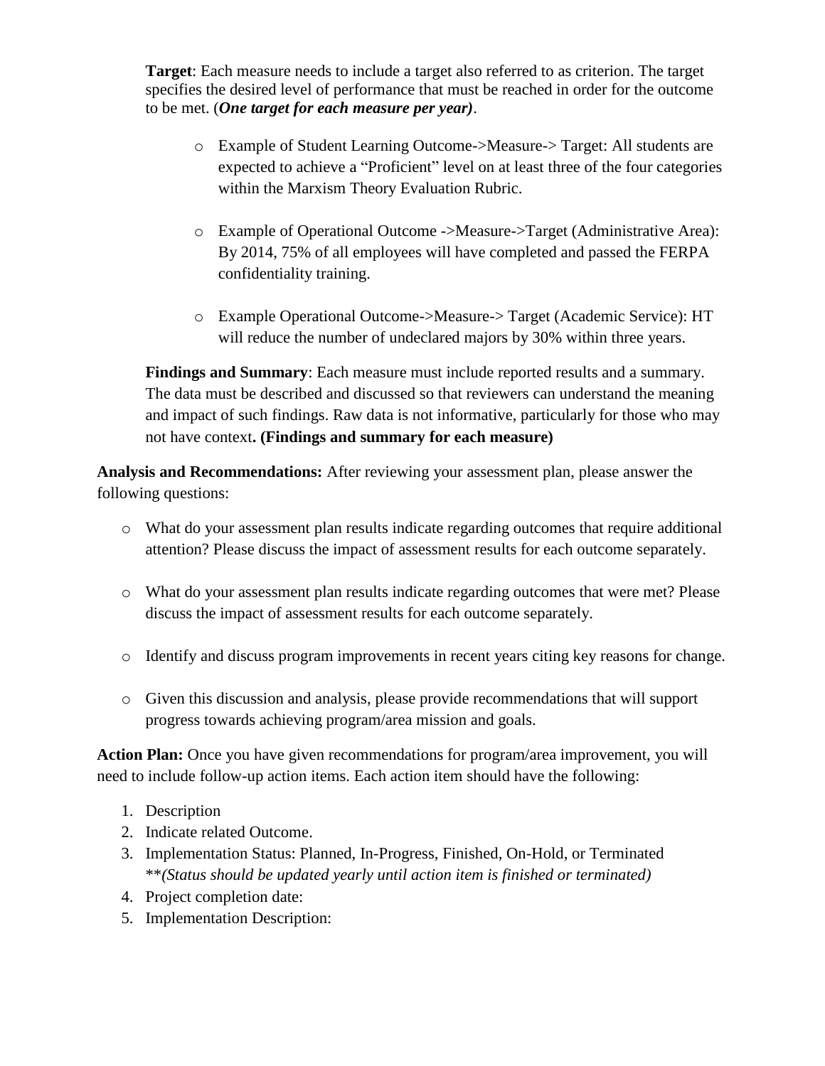**Target**: Each measure needs to include a target also referred to as criterion. The target specifies the desired level of performance that must be reached in order for the outcome to be met. (***One target for each measure per year)***.

- Example of Student Learning Outcome->Measure-> Target: All students are expected to achieve a "Proficient" level on at least three of the four categories within the Marxism Theory Evaluation Rubric.
- Example of Operational Outcome ->Measure->Target (Administrative Area): By 2014, 75% of all employees will have completed and passed the FERPA confidentiality training.
- Example Operational Outcome->Measure-> Target (Academic Service): HT will reduce the number of undeclared majors by 30% within three years.

**Findings and Summary**: Each measure must include reported results and a summary. The data must be described and discussed so that reviewers can understand the meaning and impact of such findings. Raw data is not informative, particularly for those who may not have context**. (Findings and summary for each measure)**

**Analysis and Recommendations:** After reviewing your assessment plan, please answer the following questions:

- What do your assessment plan results indicate regarding outcomes that require additional attention? Please discuss the impact of assessment results for each outcome separately.
- What do your assessment plan results indicate regarding outcomes that were met? Please discuss the impact of assessment results for each outcome separately.
- Identify and discuss program improvements in recent years citing key reasons for change.
- Given this discussion and analysis, please provide recommendations that will support progress towards achieving program/area mission and goals.

**Action Plan:** Once you have given recommendations for program/area improvement, you will need to include follow-up action items. Each action item should have the following:

1. Description
2. Indicate related Outcome.
3. Implementation Status: Planned, In-Progress, Finished, On-Hold, or Terminated **\*\****(Status should be updated yearly until action item is finished or terminated)*
4. Project completion date:
5. Implementation Description: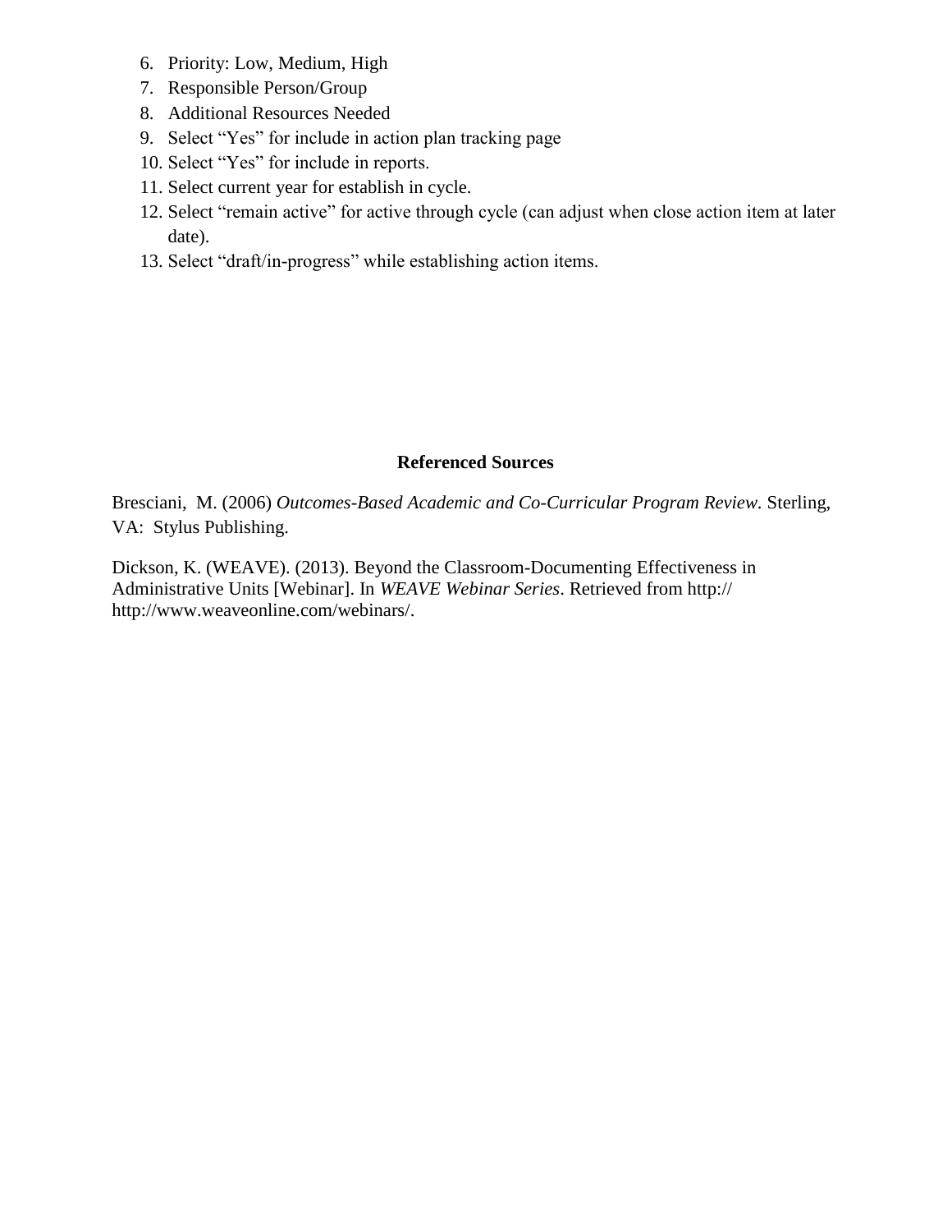6. Priority: Low, Medium, High
7. Responsible Person/Group
8. Additional Resources Needed
9. Select "Yes" for include in action plan tracking page
10. Select "Yes" for include in reports.
11. Select current year for establish in cycle.
12. Select "remain active" for active through cycle (can adjust when close action item at later date).
13. Select "draft/in-progress" while establishing action items.

## Referenced Sources

Bresciani, M. (2006) *Outcomes-Based Academic and Co-Curricular Program Review.* Sterling, VA: Stylus Publishing.

Dickson, K. (WEAVE). (2013). Beyond the Classroom-Documenting Effectiveness in Administrative Units [Webinar]. In *WEAVE Webinar Series*. Retrieved from http:// http://www.weaveonline.com/webinars/.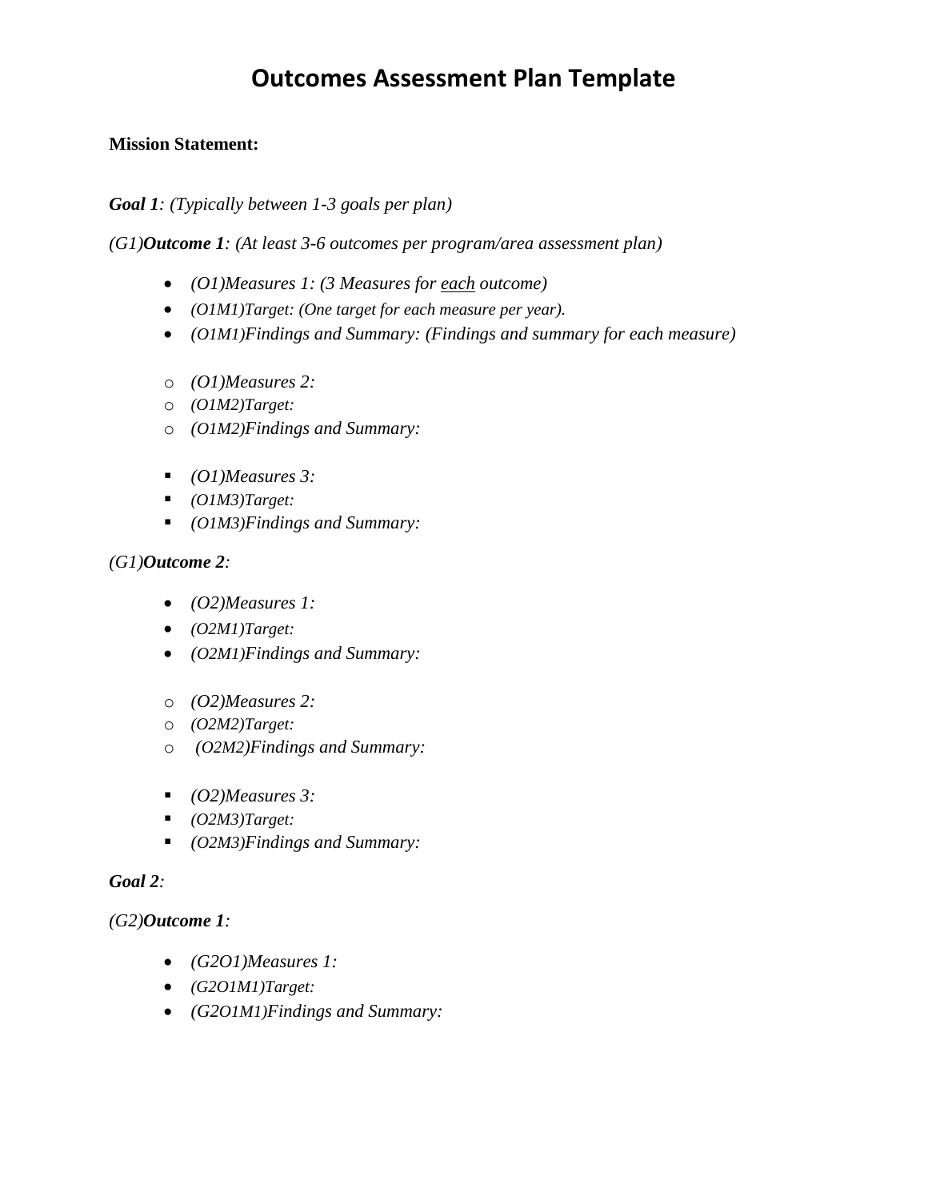# Outcomes Assessment Plan Template

**Mission Statement:**

***Goal 1****: (Typically between 1-3 goals per plan)*

*(G1)****Outcome 1****: (At least 3-6 outcomes per program/area assessment plan)*

- *(O1)Measures 1: (3 Measures for <u>each</u> outcome)*
- *(O1M1)Target: (One target for each measure per year).*
- *(O1M1)Findings and Summary: (Findings and summary for each measure)*

  - *(O1)Measures 2:*
  - *(O1M2)Target:*
  - *(O1M2)Findings and Summary:*

    - *(O1)Measures 3:*
    - *(O1M3)Target:*
    - *(O1M3)Findings and Summary:*

*(G1)****Outcome 2****:*

- *(O2)Measures 1:*
- *(O2M1)Target:*
- *(O2M1)Findings and Summary:*

  - *(O2)Measures 2:*
  - *(O2M2)Target:*
  - *(O2M2)Findings and Summary:*

    - *(O2)Measures 3:*
    - *(O2M3)Target:*
    - *(O2M3)Findings and Summary:*

***Goal 2****:*

*(G2)****Outcome 1****:*

- *(G2O1)Measures 1:*
- *(G2O1M1)Target:*
- *(G2O1M1)Findings and Summary:*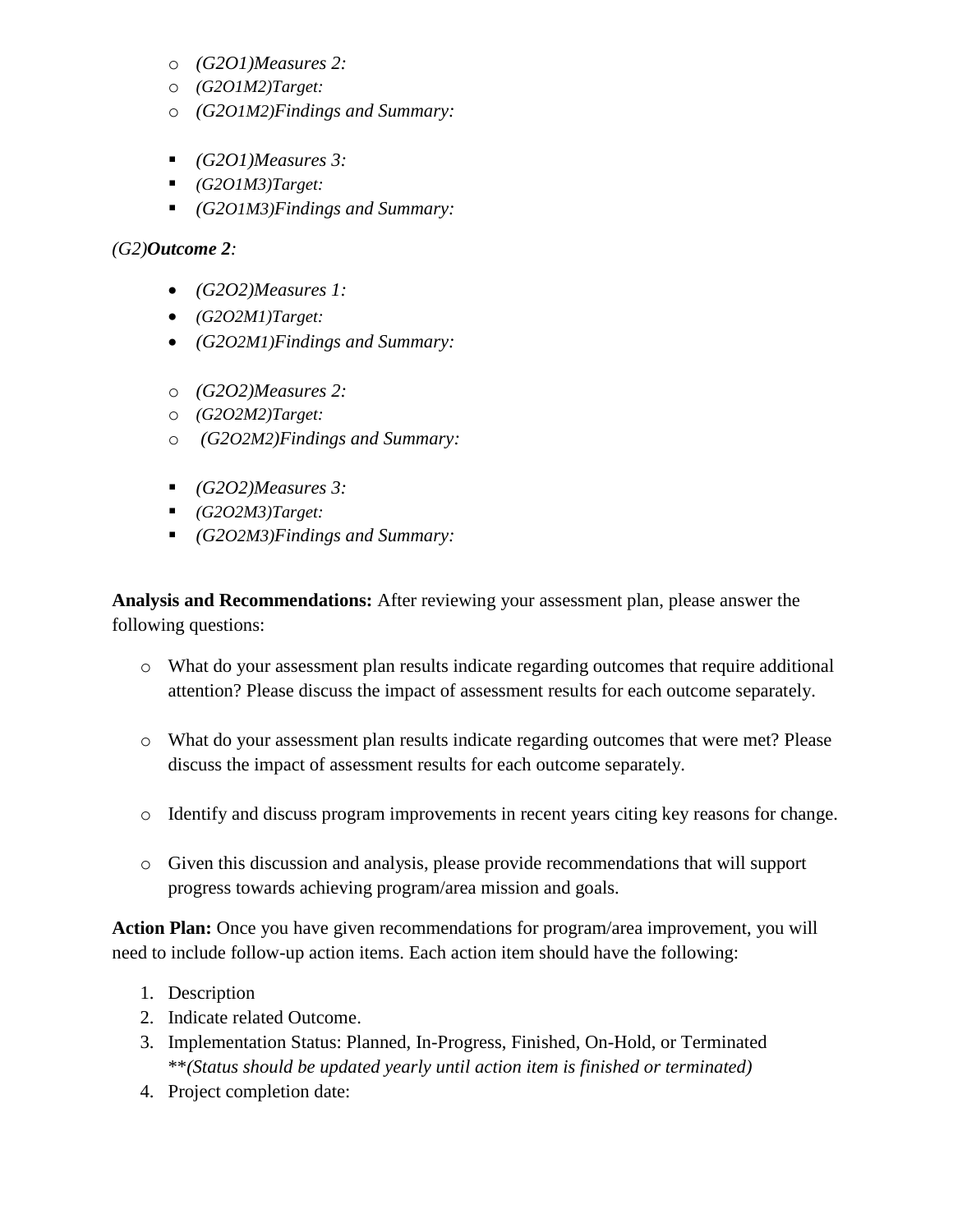- *(G2O1)Measures 2:*
- *(G2O1M2)Target:*
- *(G2O1M2)Findings and Summary:*

- *(G2O1)Measures 3:*
- *(G2O1M3)Target:*
- *(G2O1M3)Findings and Summary:*

*(G2)**Outcome 2**:*

- *(G2O2)Measures 1:*
- *(G2O2M1)Target:*
- *(G2O2M1)Findings and Summary:*

- *(G2O2)Measures 2:*
- *(G2O2M2)Target:*
- *(G2O2M2)Findings and Summary:*

- *(G2O2)Measures 3:*
- *(G2O2M3)Target:*
- *(G2O2M3)Findings and Summary:*

**Analysis and Recommendations:** After reviewing your assessment plan, please answer the following questions:

- What do your assessment plan results indicate regarding outcomes that require additional attention? Please discuss the impact of assessment results for each outcome separately.

- What do your assessment plan results indicate regarding outcomes that were met? Please discuss the impact of assessment results for each outcome separately.

- Identify and discuss program improvements in recent years citing key reasons for change.

- Given this discussion and analysis, please provide recommendations that will support progress towards achieving program/area mission and goals.

**Action Plan:** Once you have given recommendations for program/area improvement, you will need to include follow-up action items. Each action item should have the following:

1. Description
2. Indicate related Outcome.
3. Implementation Status: Planned, In-Progress, Finished, On-Hold, or Terminated **\*\****(Status should be updated yearly until action item is finished or terminated)*
4. Project completion date: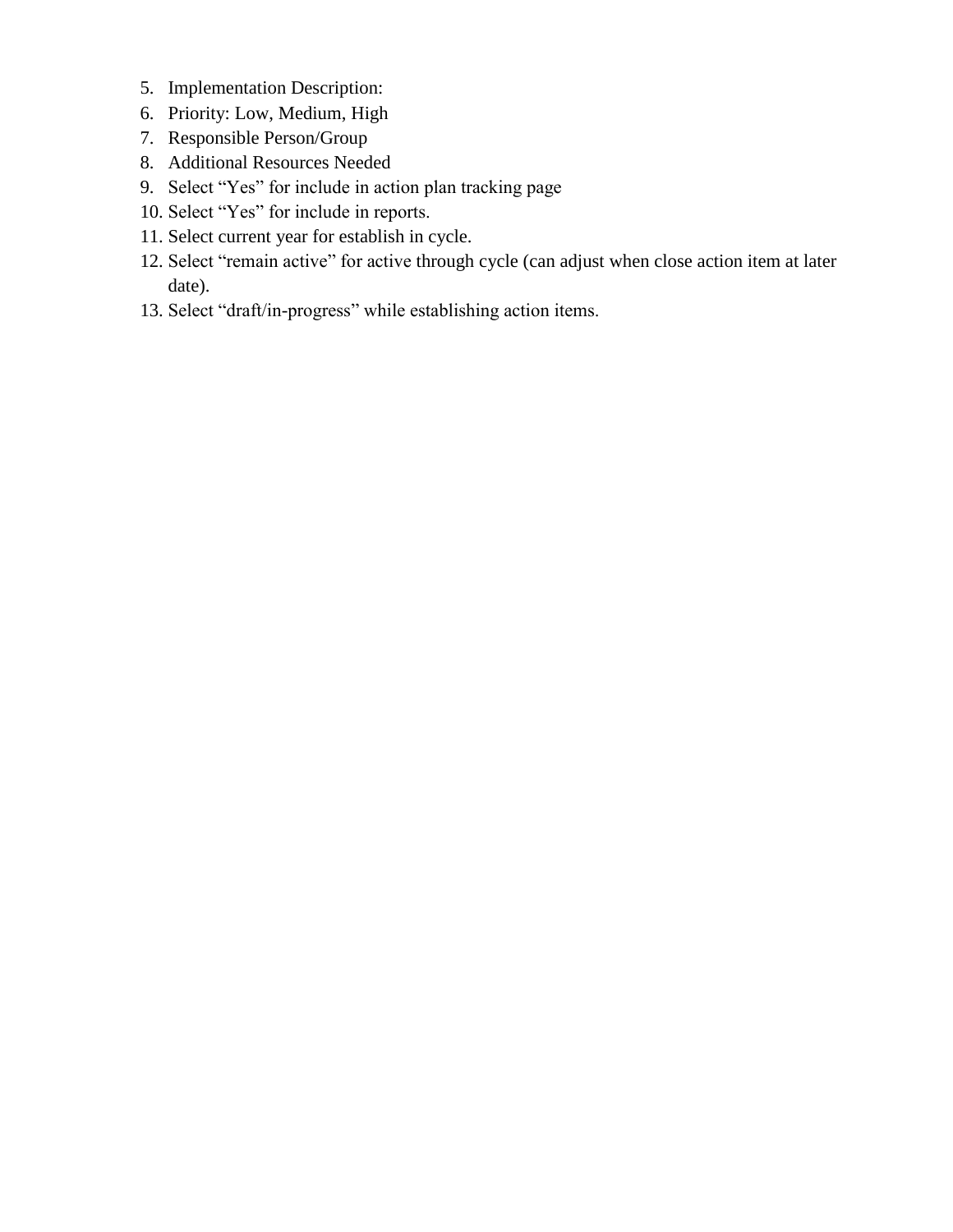5. Implementation Description:
6. Priority: Low, Medium, High
7. Responsible Person/Group
8. Additional Resources Needed
9. Select “Yes” for include in action plan tracking page
10. Select “Yes” for include in reports.
11. Select current year for establish in cycle.
12. Select “remain active” for active through cycle (can adjust when close action item at later date).
13. Select “draft/in-progress” while establishing action items.